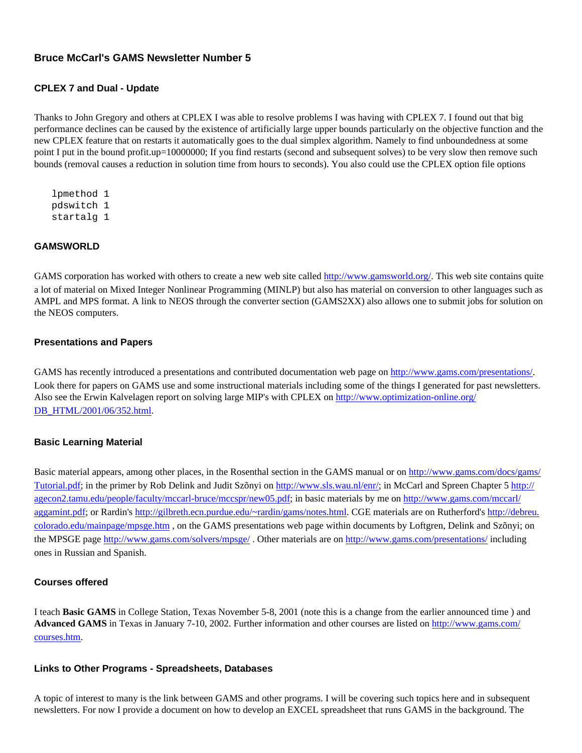# Bruce McCarl's GAMS Newsletter Number 5

## CPLEX 7 and Dual - Update

Thanks to John Gregory and others at CPLEX I was able to resolve problems I was having with CPLEX 7. I found out that big performance declines can be caused by the existence of artificially large upper bounds particularly on the objective function and the new CPLEX feature that on restarts it automatically goes to the dual simplex algorithm. Namely to find unboundedness at some point I put in the bound profit.up=10000000; If you find restarts (second and subsequent solves) to be very slow then remove such bounds (removal causes a reduction in solution time from hours to seconds). You also could use the CPLEX option file options

```
lpmethod 1
pdswitch 1
startalg 1
```

## GAMSWORLD

GAMS corporation has worked with others to create a new web site called http://www.gamsworld.org/. This web site contains quite a lot of material on Mixed Integer Nonlinear Programming (MINLP) but also has material on conversion to other languages such as AMPL and MPS format. A link to NEOS through the converter section (GAMS2XX) also allows one to submit jobs for solution on the NEOS computers.

## Presentations and Papers

GAMS has recently introduced a presentations and contributed documentation web page on http://www.gams.com/presentations/. Look there for papers on GAMS use and some instructional materials including some of the things I generated for past newsletters. Also see the Erwin Kalvelagen report on solving large MIP's with CPLEX on http://www.optimization-online.org/DB_HTML/2001/06/352.html.

## Basic Learning Material

Basic material appears, among other places, in the Rosenthal section in the GAMS manual or on http://www.gams.com/docs/gams/Tutorial.pdf; in the primer by Rob Delink and Judit Szõnyi on http://www.sls.wau.nl/enr/; in McCarl and Spreen Chapter 5 http://agecon2.tamu.edu/people/faculty/mccarl-bruce/mccspr/new05.pdf; in basic materials by me on http://www.gams.com/mccarl/aggamint.pdf; or Rardin's http://gilbreth.ecn.purdue.edu/~rardin/gams/notes.html. CGE materials are on Rutherford's http://debreu.colorado.edu/mainpage/mpsge.htm , on the GAMS presentations web page within documents by Loftgren, Delink and Szõnyi; on the MPSGE page http://www.gams.com/solvers/mpsge/ . Other materials are on http://www.gams.com/presentations/ including ones in Russian and Spanish.

## Courses offered

I teach **Basic GAMS** in College Station, Texas November 5-8, 2001 (note this is a change from the earlier announced time ) and **Advanced GAMS** in Texas in January 7-10, 2002. Further information and other courses are listed on http://www.gams.com/courses.htm.

## Links to Other Programs - Spreadsheets, Databases

A topic of interest to many is the link between GAMS and other programs. I will be covering such topics here and in subsequent newsletters. For now I provide a document on how to develop an EXCEL spreadsheet that runs GAMS in the background. The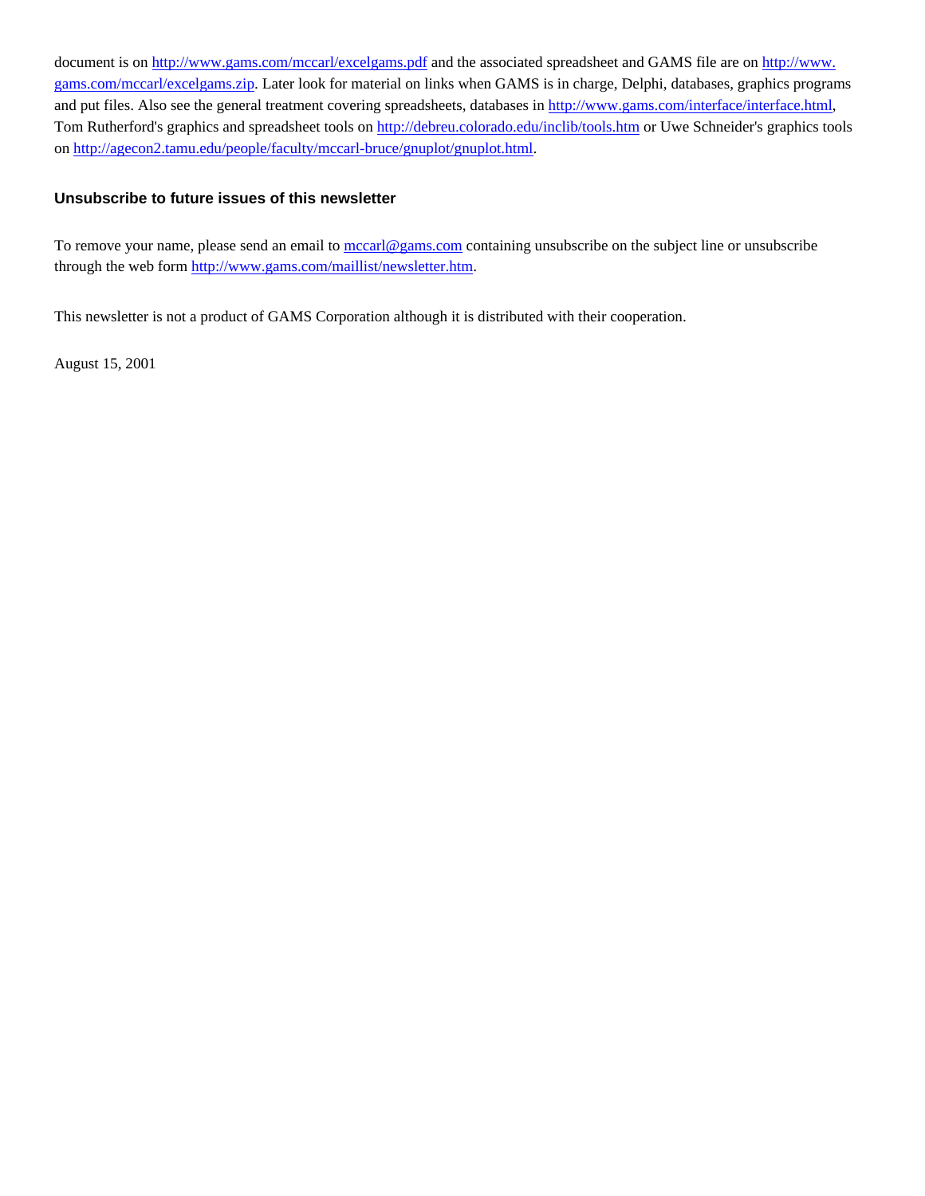document is on http://www.gams.com/mccarl/excelgams.pdf and the associated spreadsheet and GAMS file are on http://www.gams.com/mccarl/excelgams.zip. Later look for material on links when GAMS is in charge, Delphi, databases, graphics programs and put files. Also see the general treatment covering spreadsheets, databases in http://www.gams.com/interface/interface.html, Tom Rutherford's graphics and spreadsheet tools on http://debreu.colorado.edu/inclib/tools.htm or Uwe Schneider's graphics tools on http://agecon2.tamu.edu/people/faculty/mccarl-bruce/gnuplot/gnuplot.html.

### Unsubscribe to future issues of this newsletter

To remove your name, please send an email to mccarl@gams.com containing unsubscribe on the subject line or unsubscribe through the web form http://www.gams.com/maillist/newsletter.htm.

This newsletter is not a product of GAMS Corporation although it is distributed with their cooperation.

August 15, 2001